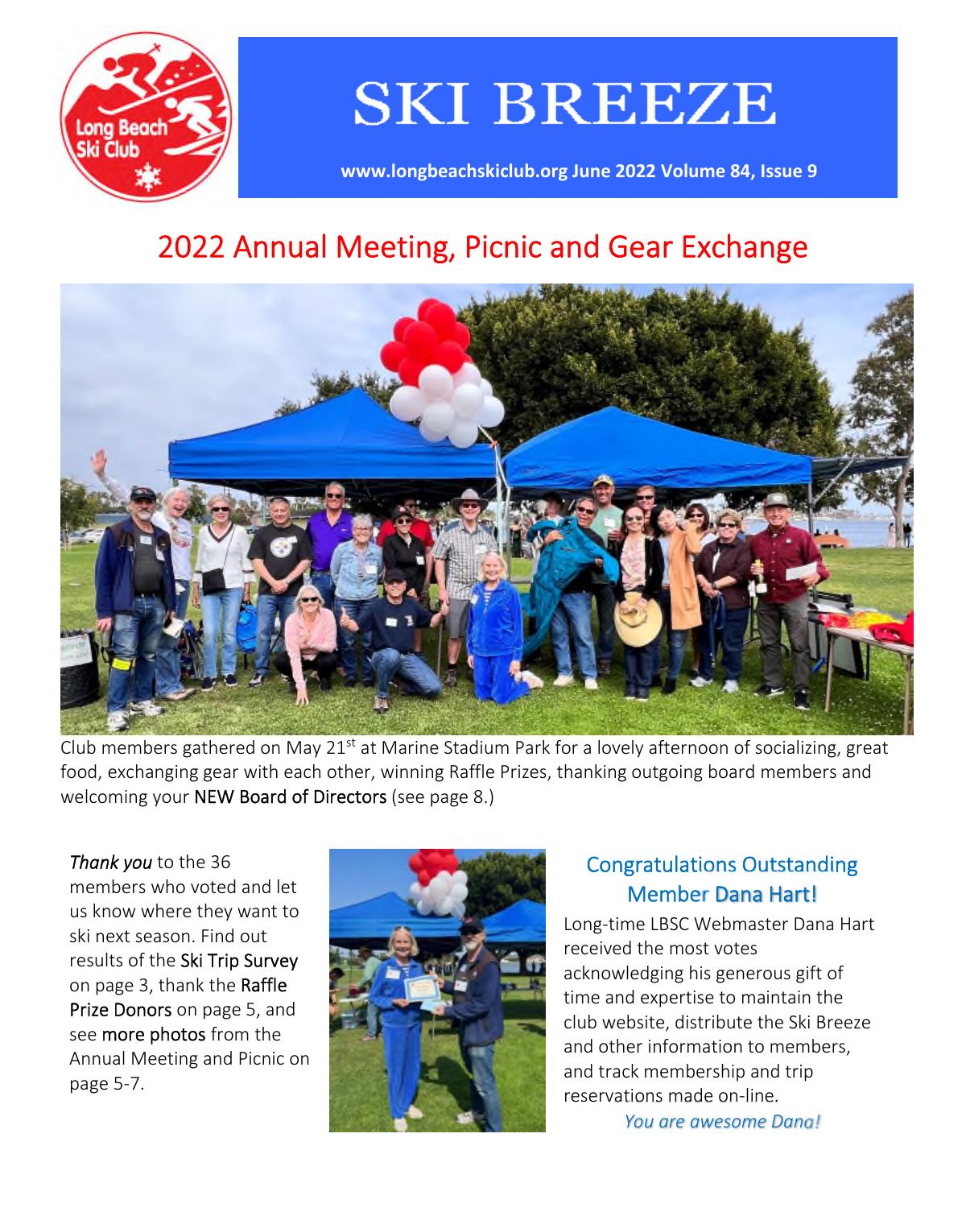# SKI BREEZE

www.longbeachskiclub.org June 2022 Volume 84, Issue 9

## 2022 Annual Meeting, Picnic and Gear Exchange

Club members gathered on May 21st at Marine Stadium Park for a lovely afternoon of socializing, great food, exchanging gear with each other, winning Raffle Prizes, thanking outgoing board members and welcoming your NEW Board of Directors (see page 8.)

*Thank you* to the 36 members who voted and let us know where they want to ski next season. Find out results of the Ski Trip Survey on page 3, thank the Raffle Prize Donors on page 5, and see more photos from the Annual Meeting and Picnic on page 5-7.

### Congratulations Outstanding Member Dana Hart!

Long-time LBSC Webmaster Dana Hart received the most votes acknowledging his generous gift of time and expertise to maintain the club website, distribute the Ski Breeze and other information to members, and track membership and trip reservations made on-line.

*You are awesome Dana!*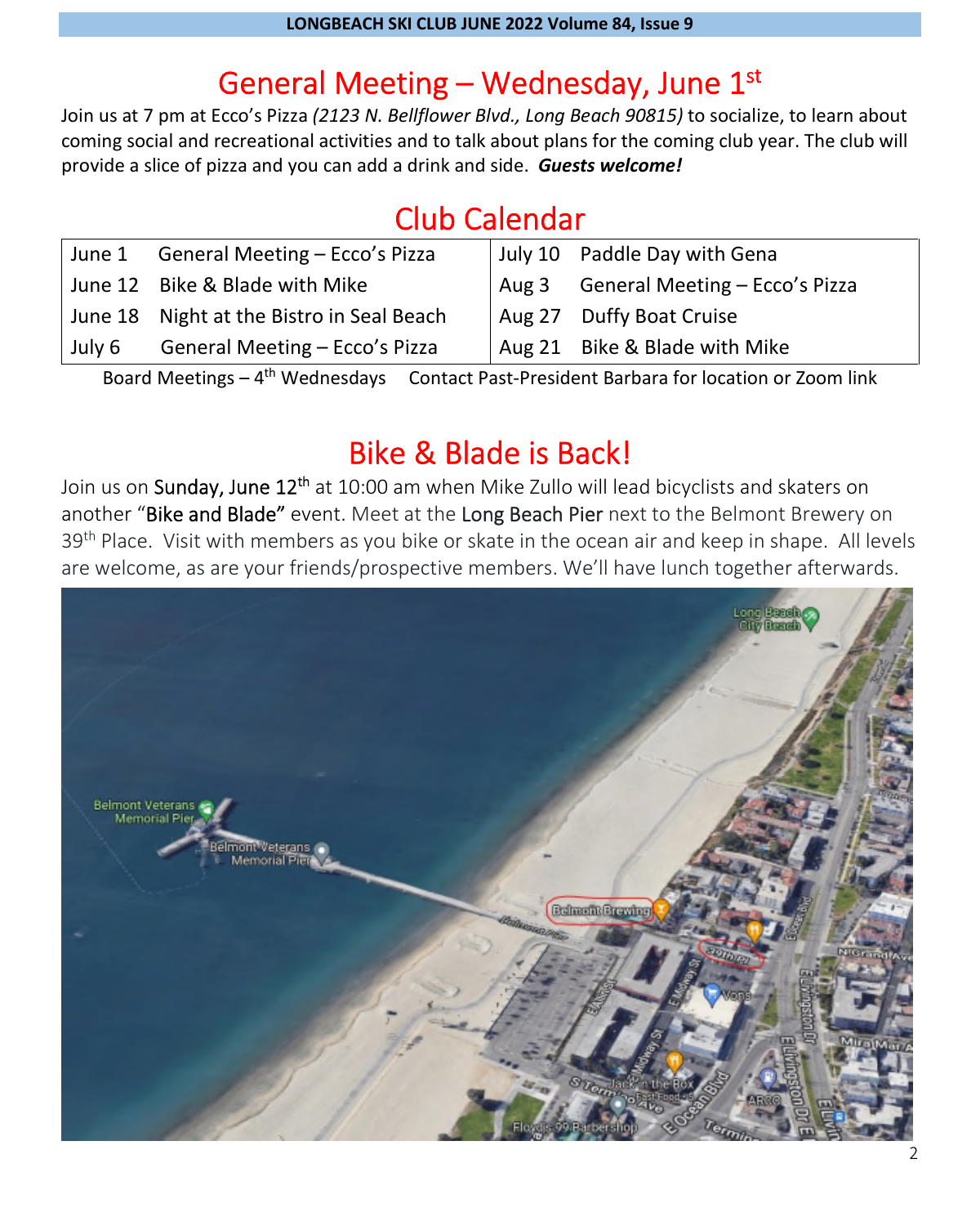# General Meeting – Wednesday, June 1st

Join us at 7 pm at Ecco's Pizza *(2123 N. Bellflower Blvd., Long Beach 90815)* to socialize, to learn about coming social and recreational activities and to talk about plans for the coming club year. The club will provide a slice of pizza and you can add a drink and side. ***Guests welcome!***

# Club Calendar

| | | | |
|---|---|---|---|
| June 1 | General Meeting – Ecco's Pizza | July 10 | Paddle Day with Gena |
| June 12 | Bike & Blade with Mike | Aug 3 | General Meeting – Ecco's Pizza |
| June 18 | Night at the Bistro in Seal Beach | Aug 27 | Duffy Boat Cruise |
| July 6 | General Meeting – Ecco's Pizza | Aug 21 | Bike & Blade with Mike |

Board Meetings – 4th Wednesdays    Contact Past-President Barbara for location or Zoom link

# Bike & Blade is Back!

Join us on Sunday, June 12th at 10:00 am when Mike Zullo will lead bicyclists and skaters on another "Bike and Blade" event. Meet at the Long Beach Pier next to the Belmont Brewery on 39th Place. Visit with members as you bike or skate in the ocean air and keep in shape. All levels are welcome, as are your friends/prospective members. We'll have lunch together afterwards.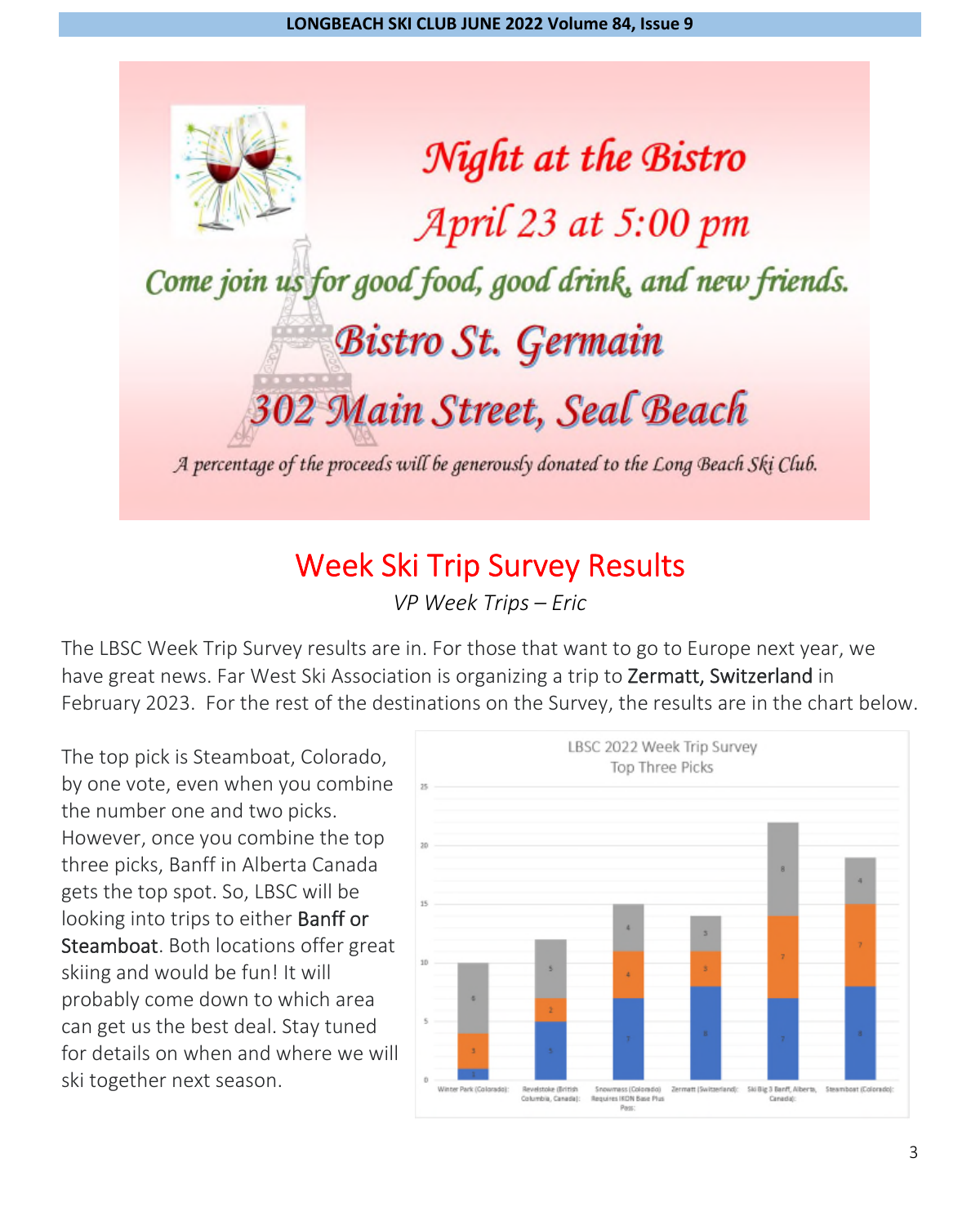# Night at the Bistro

## April 23 at 5:00 pm

*Come join us for good food, good drink, and new friends.*

**Bistro St. Germain**

**302 Main Street, Seal Beach**

*A percentage of the proceeds will be generously donated to the Long Beach Ski Club.*

## Week Ski Trip Survey Results

*VP Week Trips – Eric*

The LBSC Week Trip Survey results are in. For those that want to go to Europe next year, we have great news. Far West Ski Association is organizing a trip to Zermatt, Switzerland in February 2023. For the rest of the destinations on the Survey, the results are in the chart below.

The top pick is Steamboat, Colorado, by one vote, even when you combine the number one and two picks. However, once you combine the top three picks, Banff in Alberta Canada gets the top spot. So, LBSC will be looking into trips to either Banff or Steamboat. Both locations offer great skiing and would be fun! It will probably come down to which area can get us the best deal. Stay tuned for details on when and where we will ski together next season.

**LBSC 2022 Week Trip Survey Top Three Picks**

| Destination | Pick 1 | Pick 2 | Pick 3 | Total |
|---|---|---|---|---|
| Winter Park (Colorado) | 1 | 3 | 6 | 10 |
| Revelstoke (British Columbia, Canada) | 5 | 2 | 5 | 12 |
| Snowmass (Colorado) Requires IKON Base Plus Pass | 7 | 4 | 4 | 15 |
| Zermatt (Switzerland) | 8 | 3 | 3 | 14 |
| Ski Big 3 Banff, Alberta, Canada | 7 | 7 | 8 | 22 |
| Steamboat (Colorado) | 8 | 7 | 4 | 19 |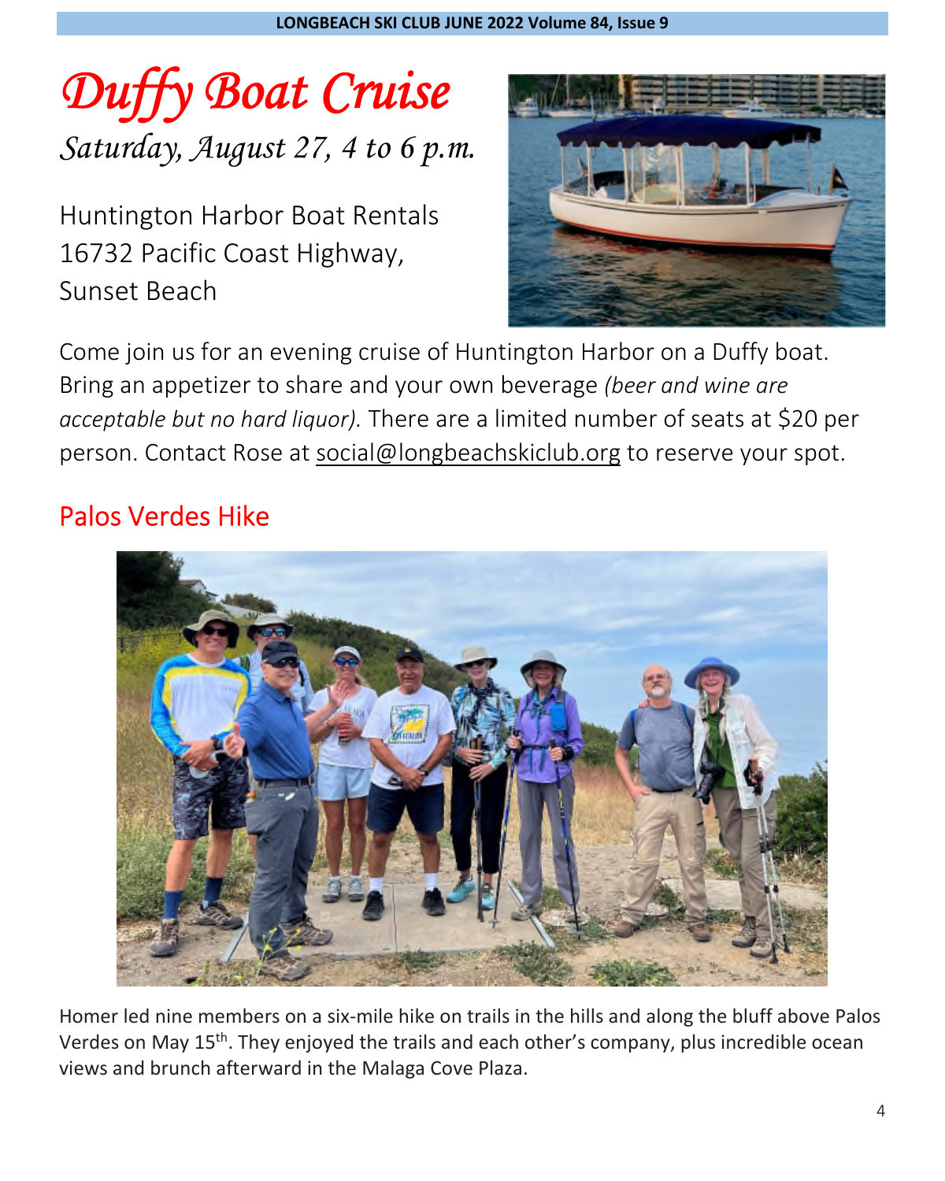# *Duffy Boat Cruise*

*Saturday, August 27, 4 to 6 p.m.*

Huntington Harbor Boat Rentals
16732 Pacific Coast Highway,
Sunset Beach

Come join us for an evening cruise of Huntington Harbor on a Duffy boat. Bring an appetizer to share and your own beverage *(beer and wine are acceptable but no hard liquor).* There are a limited number of seats at $20 per person. Contact Rose at social@longbeachskiclub.org to reserve your spot.

## Palos Verdes Hike

Homer led nine members on a six-mile hike on trails in the hills and along the bluff above Palos Verdes on May 15th. They enjoyed the trails and each other's company, plus incredible ocean views and brunch afterward in the Malaga Cove Plaza.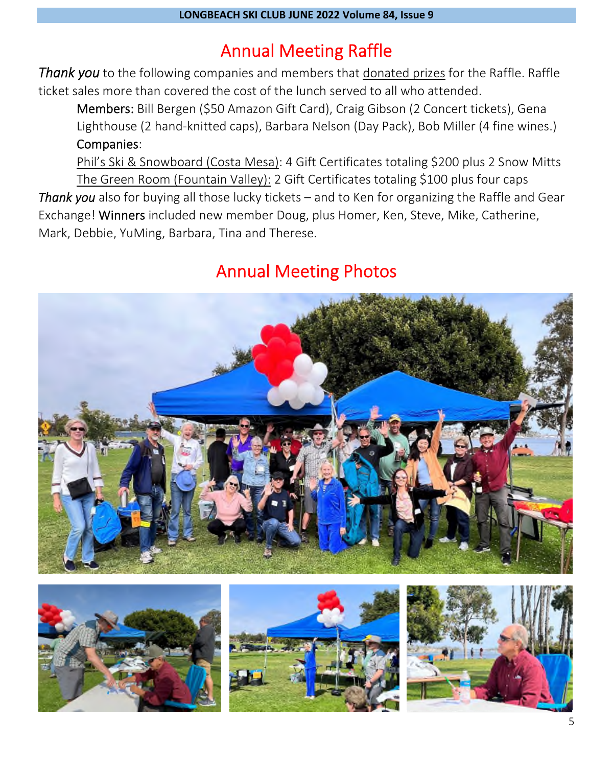## Annual Meeting Raffle

*Thank you* to the following companies and members that donated prizes for the Raffle. Raffle ticket sales more than covered the cost of the lunch served to all who attended.

Members: Bill Bergen ($50 Amazon Gift Card), Craig Gibson (2 Concert tickets), Gena Lighthouse (2 hand-knitted caps), Barbara Nelson (Day Pack), Bob Miller (4 fine wines.)

Companies:

Phil's Ski & Snowboard (Costa Mesa): 4 Gift Certificates totaling $200 plus 2 Snow Mitts

The Green Room (Fountain Valley): 2 Gift Certificates totaling $100 plus four caps

*Thank you* also for buying all those lucky tickets – and to Ken for organizing the Raffle and Gear Exchange! Winners included new member Doug, plus Homer, Ken, Steve, Mike, Catherine, Mark, Debbie, YuMing, Barbara, Tina and Therese.

## Annual Meeting Photos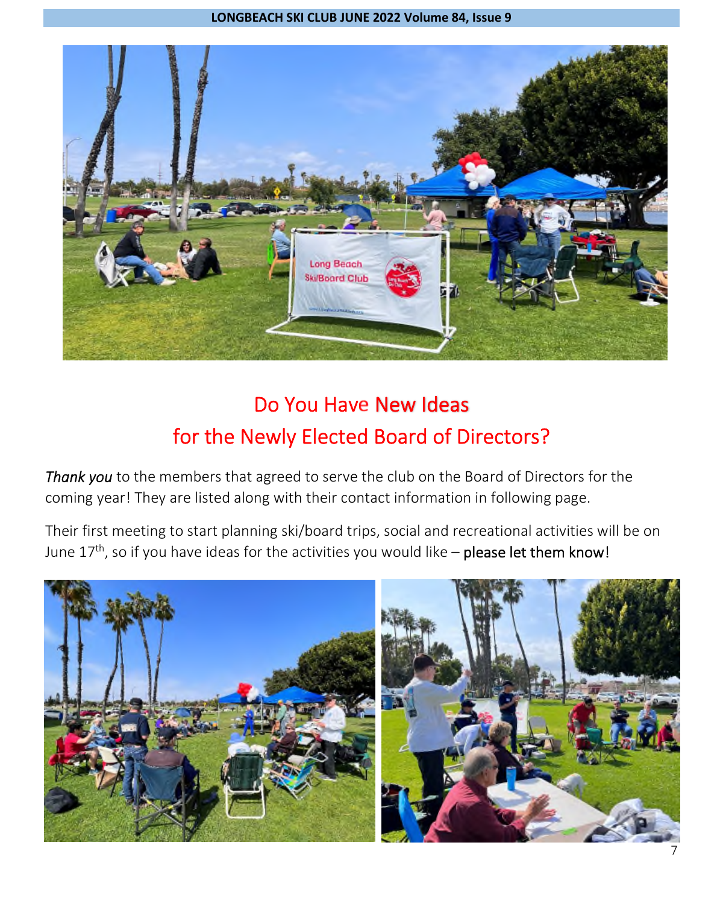## Do You Have New Ideas for the Newly Elected Board of Directors?

*Thank you* to the members that agreed to serve the club on the Board of Directors for the coming year! They are listed along with their contact information in following page.

Their first meeting to start planning ski/board trips, social and recreational activities will be on June 17th, so if you have ideas for the activities you would like – please let them know!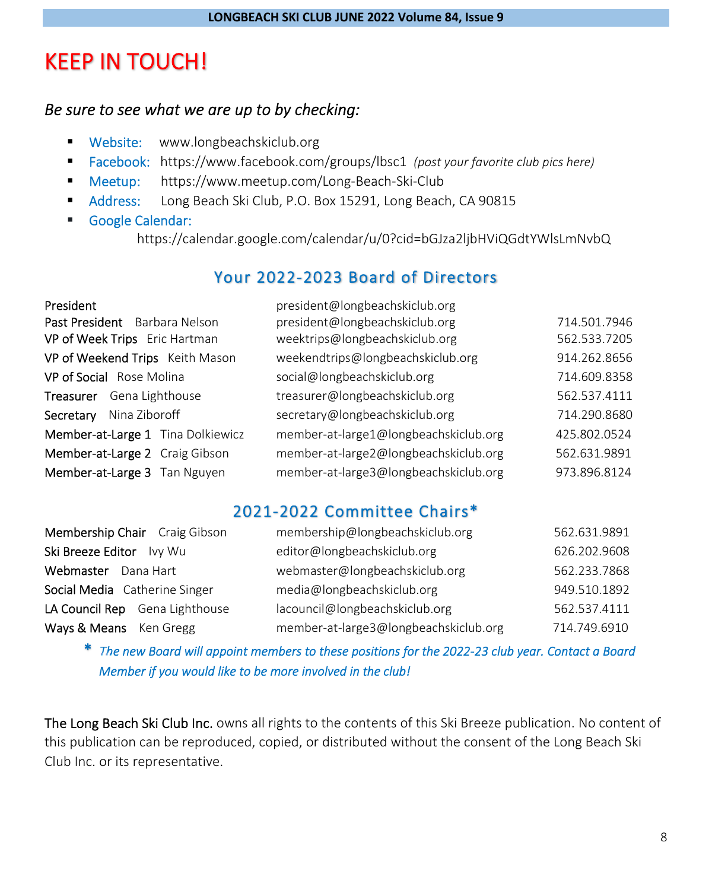# KEEP IN TOUCH!

*Be sure to see what we are up to by checking:*

- Website: www.longbeachskiclub.org
- Facebook: https://www.facebook.com/groups/lbsc1 *(post your favorite club pics here)*
- Meetup: https://www.meetup.com/Long-Beach-Ski-Club
- Address: Long Beach Ski Club, P.O. Box 15291, Long Beach, CA 90815
- Google Calendar: https://calendar.google.com/calendar/u/0?cid=bGJza2ljbHViQGdtYWlsLmNvbQ

## Your 2022-2023 Board of Directors

| Position | Name | Email | Phone |
|---|---|---|---|
| President | | president@longbeachskiclub.org | |
| Past President | Barbara Nelson | president@longbeachskiclub.org | 714.501.7946 |
| VP of Week Trips | Eric Hartman | weektrips@longbeachskiclub.org | 562.533.7205 |
| VP of Weekend Trips | Keith Mason | weekendtrips@longbeachskiclub.org | 914.262.8656 |
| VP of Social | Rose Molina | social@longbeachskiclub.org | 714.609.8358 |
| Treasurer | Gena Lighthouse | treasurer@longbeachskiclub.org | 562.537.4111 |
| Secretary | Nina Ziboroff | secretary@longbeachskiclub.org | 714.290.8680 |
| Member-at-Large 1 | Tina Dolkiewicz | member-at-large1@longbeachskiclub.org | 425.802.0524 |
| Member-at-Large 2 | Craig Gibson | member-at-large2@longbeachskiclub.org | 562.631.9891 |
| Member-at-Large 3 | Tan Nguyen | member-at-large3@longbeachskiclub.org | 973.896.8124 |

## 2021-2022 Committee Chairs*

| Position | Name | Email | Phone |
|---|---|---|---|
| Membership Chair | Craig Gibson | membership@longbeachskiclub.org | 562.631.9891 |
| Ski Breeze Editor | Ivy Wu | editor@longbeachskiclub.org | 626.202.9608 |
| Webmaster | Dana Hart | webmaster@longbeachskiclub.org | 562.233.7868 |
| Social Media | Catherine Singer | media@longbeachskiclub.org | 949.510.1892 |
| LA Council Rep | Gena Lighthouse | lacouncil@longbeachskiclub.org | 562.537.4111 |
| Ways & Means | Ken Gregg | member-at-large3@longbeachskiclub.org | 714.749.6910 |

\* *The new Board will appoint members to these positions for the 2022-23 club year. Contact a Board Member if you would like to be more involved in the club!*

The Long Beach Ski Club Inc. owns all rights to the contents of this Ski Breeze publication. No content of this publication can be reproduced, copied, or distributed without the consent of the Long Beach Ski Club Inc. or its representative.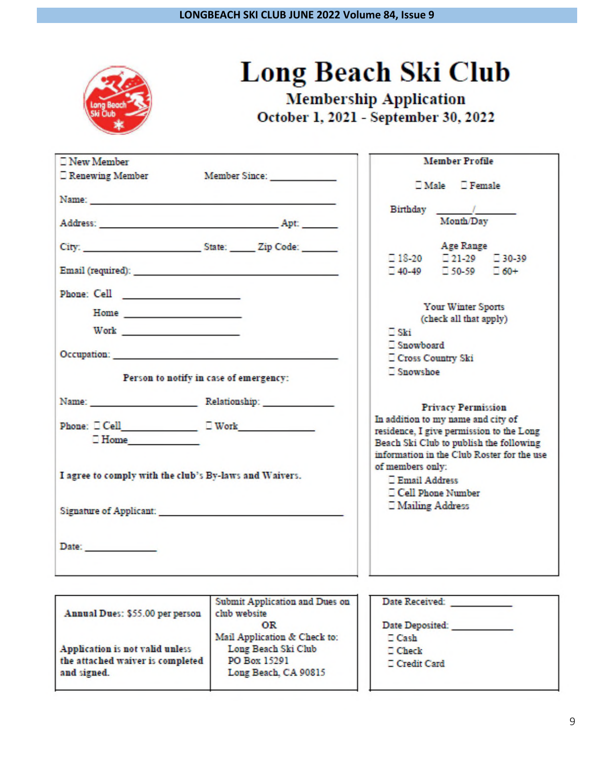# Long Beach Ski Club

## Membership Application

### October 1, 2021 - September 30, 2022

☐ New Member
☐ Renewing Member        Member Since: ___________

Name: ___________________________________________

Address: _________________________________ Apt: ______

City: _____________________ State: _____ Zip Code: ______

Email (required): __________________________________

Phone: Cell ____________________
Home ____________________
Work ____________________

Occupation: _______________________________________

**Person to notify in case of emergency:**

Name: ___________________ Relationship: ____________

Phone: ☐ Cell______________ ☐ Work______________
☐ Home______________

**I agree to comply with the club's By-laws and Waivers.**

Signature of Applicant: _______________________________

Date: ____________

**Member Profile**

☐ Male  ☐ Female

Birthday ________/________
Month/Day

Age Range

☐ 18-20  ☐ 21-29  ☐ 30-39
☐ 40-49  ☐ 50-59  ☐ 60+

Your Winter Sports
(check all that apply)

☐ Ski
☐ Snowboard
☐ Cross Country Ski
☐ Snowshoe

**Privacy Permission**

In addition to my name and city of residence, I give permission to the Long Beach Ski Club to publish the following information in the Club Roster for the use of members only:

☐ Email Address
☐ Cell Phone Number
☐ Mailing Address

| **Annual Dues**: $55.00 per person<br><br>**Application is not valid unless the attached waiver is completed and signed.** | Submit Application and Dues on club website<br>**OR**<br>Mail Application & Check to:<br>Long Beach Ski Club<br>PO Box 15291<br>Long Beach, CA 90815 |
|---|---|

Date Received: ___________

Date Deposited: ___________
☐ Cash
☐ Check
☐ Credit Card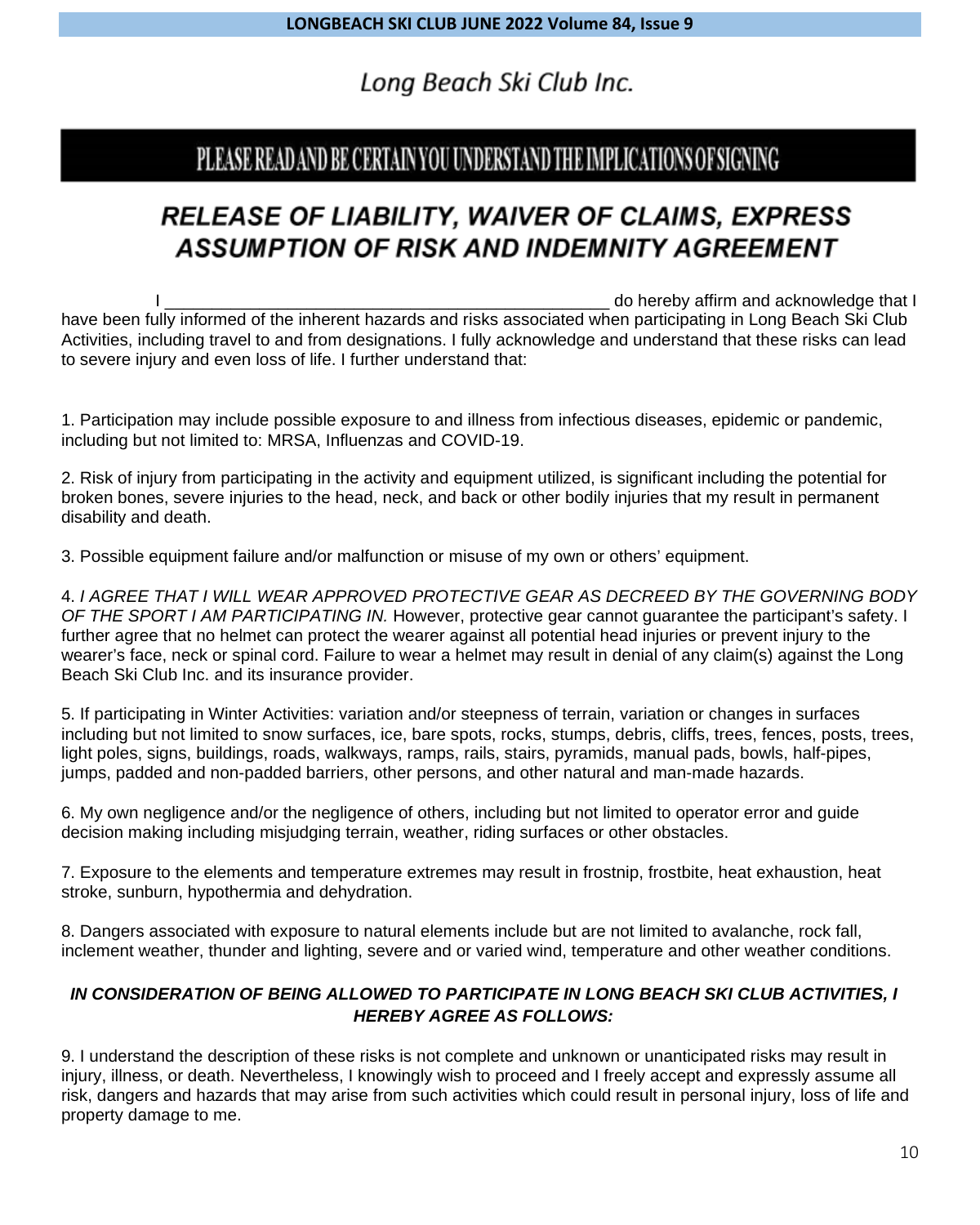# Long Beach Ski Club Inc.

## PLEASE READ AND BE CERTAIN YOU UNDERSTAND THE IMPLICATIONS OF SIGNING

## *RELEASE OF LIABILITY, WAIVER OF CLAIMS, EXPRESS ASSUMPTION OF RISK AND INDEMNITY AGREEMENT*

I _______________________________________________ do hereby affirm and acknowledge that I have been fully informed of the inherent hazards and risks associated when participating in Long Beach Ski Club Activities, including travel to and from designations. I fully acknowledge and understand that these risks can lead to severe injury and even loss of life. I further understand that:

1. Participation may include possible exposure to and illness from infectious diseases, epidemic or pandemic, including but not limited to: MRSA, Influenzas and COVID-19.

2. Risk of injury from participating in the activity and equipment utilized, is significant including the potential for broken bones, severe injuries to the head, neck, and back or other bodily injuries that my result in permanent disability and death.

3. Possible equipment failure and/or malfunction or misuse of my own or others' equipment.

4. *I AGREE THAT I WILL WEAR APPROVED PROTECTIVE GEAR AS DECREED BY THE GOVERNING BODY OF THE SPORT I AM PARTICIPATING IN.* However, protective gear cannot guarantee the participant's safety. I further agree that no helmet can protect the wearer against all potential head injuries or prevent injury to the wearer's face, neck or spinal cord. Failure to wear a helmet may result in denial of any claim(s) against the Long Beach Ski Club Inc. and its insurance provider.

5. If participating in Winter Activities: variation and/or steepness of terrain, variation or changes in surfaces including but not limited to snow surfaces, ice, bare spots, rocks, stumps, debris, cliffs, trees, fences, posts, trees, light poles, signs, buildings, roads, walkways, ramps, rails, stairs, pyramids, manual pads, bowls, half-pipes, jumps, padded and non-padded barriers, other persons, and other natural and man-made hazards.

6. My own negligence and/or the negligence of others, including but not limited to operator error and guide decision making including misjudging terrain, weather, riding surfaces or other obstacles.

7. Exposure to the elements and temperature extremes may result in frostnip, frostbite, heat exhaustion, heat stroke, sunburn, hypothermia and dehydration.

8. Dangers associated with exposure to natural elements include but are not limited to avalanche, rock fall, inclement weather, thunder and lighting, severe and or varied wind, temperature and other weather conditions.

***IN CONSIDERATION OF BEING ALLOWED TO PARTICIPATE IN LONG BEACH SKI CLUB ACTIVITIES, I HEREBY AGREE AS FOLLOWS:***

9. I understand the description of these risks is not complete and unknown or unanticipated risks may result in injury, illness, or death. Nevertheless, I knowingly wish to proceed and I freely accept and expressly assume all risk, dangers and hazards that may arise from such activities which could result in personal injury, loss of life and property damage to me.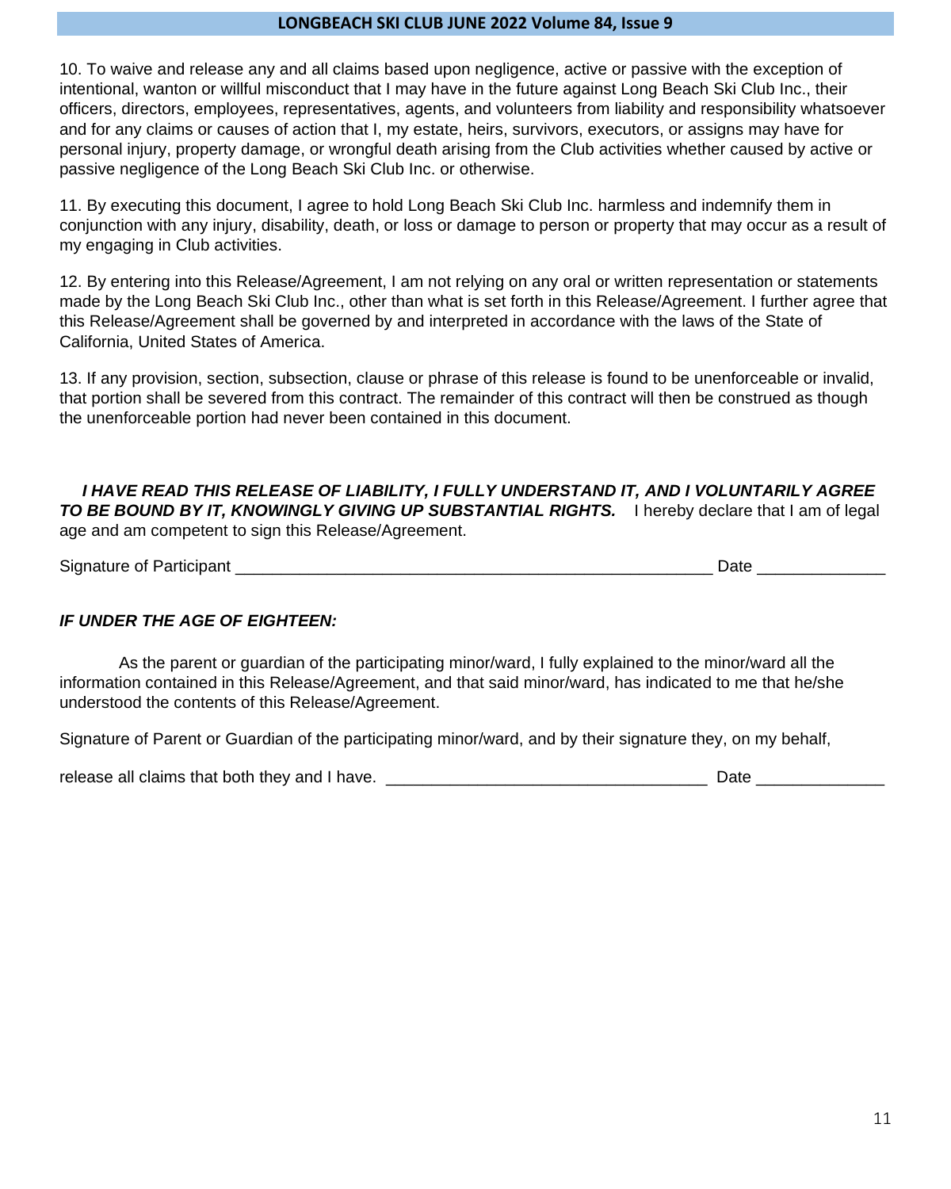10. To waive and release any and all claims based upon negligence, active or passive with the exception of intentional, wanton or willful misconduct that I may have in the future against Long Beach Ski Club Inc., their officers, directors, employees, representatives, agents, and volunteers from liability and responsibility whatsoever and for any claims or causes of action that I, my estate, heirs, survivors, executors, or assigns may have for personal injury, property damage, or wrongful death arising from the Club activities whether caused by active or passive negligence of the Long Beach Ski Club Inc. or otherwise.

11. By executing this document, I agree to hold Long Beach Ski Club Inc. harmless and indemnify them in conjunction with any injury, disability, death, or loss or damage to person or property that may occur as a result of my engaging in Club activities.

12. By entering into this Release/Agreement, I am not relying on any oral or written representation or statements made by the Long Beach Ski Club Inc., other than what is set forth in this Release/Agreement. I further agree that this Release/Agreement shall be governed by and interpreted in accordance with the laws of the State of California, United States of America.

13. If any provision, section, subsection, clause or phrase of this release is found to be unenforceable or invalid, that portion shall be severed from this contract. The remainder of this contract will then be construed as though the unenforceable portion had never been contained in this document.

***I HAVE READ THIS RELEASE OF LIABILITY, I FULLY UNDERSTAND IT, AND I VOLUNTARILY AGREE TO BE BOUND BY IT, KNOWINGLY GIVING UP SUBSTANTIAL RIGHTS.*** I hereby declare that I am of legal age and am competent to sign this Release/Agreement.

Signature of Participant ____________________________________________________ Date ______________

***IF UNDER THE AGE OF EIGHTEEN:***

As the parent or guardian of the participating minor/ward, I fully explained to the minor/ward all the information contained in this Release/Agreement, and that said minor/ward, has indicated to me that he/she understood the contents of this Release/Agreement.

Signature of Parent or Guardian of the participating minor/ward, and by their signature they, on my behalf,

release all claims that both they and I have. __________________________________ Date ______________